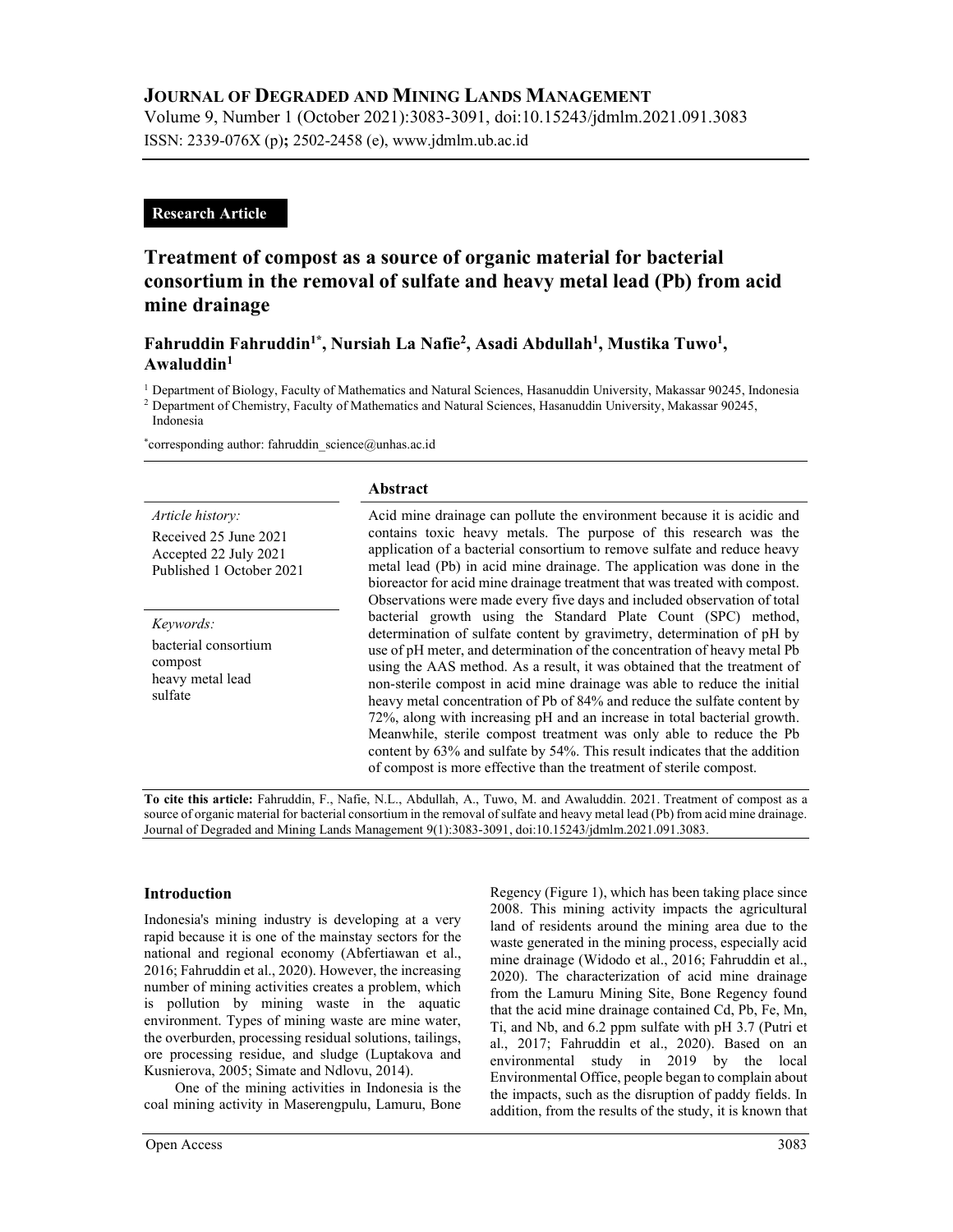**JOURNAL OF DEGRADED AND MINING LANDS MANAGEMENT**

Volume 9, Number 1 (October 2021):3083-3091, doi:10.15243/jdmlm.2021.091.3083

ISSN: 2339-076X (p); 2502-2458 (e), www.jdmlm.ub.ac.id

**Research Article**

# Treatment of compost as a source of organic material for bacterial consortium in the removal of sulfate and heavy metal lead (Pb) from acid mine drainage

**Fahruddin Fahruddin[1*], Nursiah La Nafie[2], Asadi Abdullah[1], Mustika Tuwo[1], Awaluddin[1]**

[1] Department of Biology, Faculty of Mathematics and Natural Sciences, Hasanuddin University, Makassar 90245, Indonesia

[2] Department of Chemistry, Faculty of Mathematics and Natural Sciences, Hasanuddin University, Makassar 90245, Indonesia

[*]corresponding author: fahruddin_science@unhas.ac.id

*Article history:*

Received 25 June 2021

Accepted 22 July 2021

Published 1 October 2021

*Keywords:*

bacterial consortium

compost

heavy metal lead

sulfate

## Abstract

Acid mine drainage can pollute the environment because it is acidic and contains toxic heavy metals. The purpose of this research was the application of a bacterial consortium to remove sulfate and reduce heavy metal lead (Pb) in acid mine drainage. The application was done in the bioreactor for acid mine drainage treatment that was treated with compost. Observations were made every five days and included observation of total bacterial growth using the Standard Plate Count (SPC) method, determination of sulfate content by gravimetry, determination of pH by use of pH meter, and determination of the concentration of heavy metal Pb using the AAS method. As a result, it was obtained that the treatment of non-sterile compost in acid mine drainage was able to reduce the initial heavy metal concentration of Pb of 84% and reduce the sulfate content by 72%, along with increasing pH and an increase in total bacterial growth. Meanwhile, sterile compost treatment was only able to reduce the Pb content by 63% and sulfate by 54%. This result indicates that the addition of compost is more effective than the treatment of sterile compost.

**To cite this article:** Fahruddin, F., Nafie, N.L., Abdullah, A., Tuwo, M. and Awaluddin. 2021. Treatment of compost as a source of organic material for bacterial consortium in the removal of sulfate and heavy metal lead (Pb) from acid mine drainage. Journal of Degraded and Mining Lands Management 9(1):3083-3091, doi:10.15243/jdmlm.2021.091.3083.

## Introduction

Indonesia's mining industry is developing at a very rapid because it is one of the mainstay sectors for the national and regional economy (Abfertiawan et al., 2016; Fahruddin et al., 2020). However, the increasing number of mining activities creates a problem, which is pollution by mining waste in the aquatic environment. Types of mining waste are mine water, the overburden, processing residual solutions, tailings, ore processing residue, and sludge (Luptakova and Kusnierova, 2005; Simate and Ndlovu, 2014).

One of the mining activities in Indonesia is the coal mining activity in Maserengpulu, Lamuru, Bone Regency (Figure 1), which has been taking place since 2008. This mining activity impacts the agricultural land of residents around the mining area due to the waste generated in the mining process, especially acid mine drainage (Widodo et al., 2016; Fahruddin et al., 2020). The characterization of acid mine drainage from the Lamuru Mining Site, Bone Regency found that the acid mine drainage contained Cd, Pb, Fe, Mn, Ti, and Nb, and 6.2 ppm sulfate with pH 3.7 (Putri et al., 2017; Fahruddin et al., 2020). Based on an environmental study in 2019 by the local Environmental Office, people began to complain about the impacts, such as the disruption of paddy fields. In addition, from the results of the study, it is known that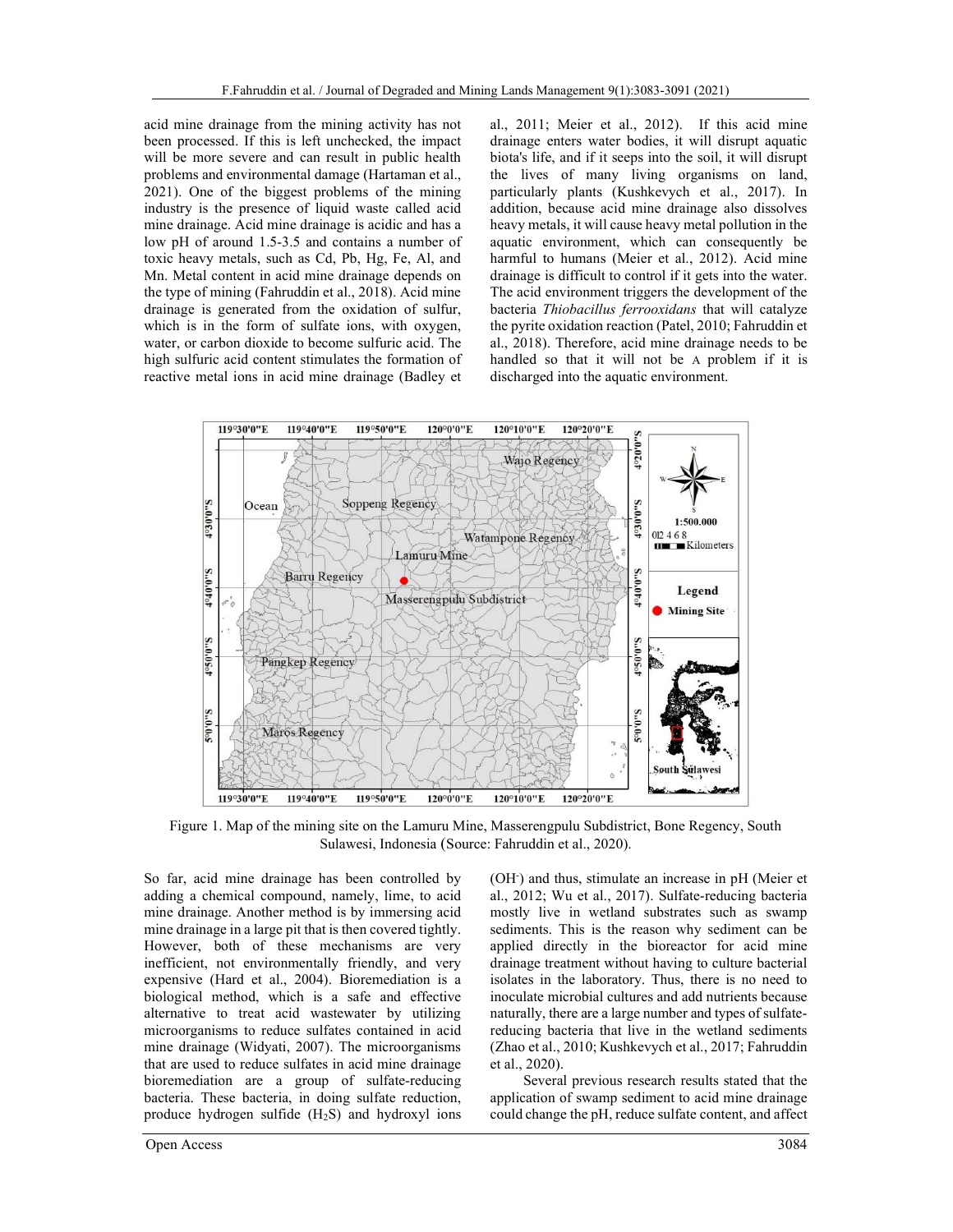acid mine drainage from the mining activity has not been processed. If this is left unchecked, the impact will be more severe and can result in public health problems and environmental damage (Hartaman et al., 2021). One of the biggest problems of the mining industry is the presence of liquid waste called acid mine drainage. Acid mine drainage is acidic and has a low pH of around 1.5-3.5 and contains a number of toxic heavy metals, such as Cd, Pb, Hg, Fe, Al, and Mn. Metal content in acid mine drainage depends on the type of mining (Fahruddin et al., 2018). Acid mine drainage is generated from the oxidation of sulfur, which is in the form of sulfate ions, with oxygen, water, or carbon dioxide to become sulfuric acid. The high sulfuric acid content stimulates the formation of reactive metal ions in acid mine drainage (Badley et al., 2011; Meier et al., 2012). If this acid mine drainage enters water bodies, it will disrupt aquatic biota's life, and if it seeps into the soil, it will disrupt the lives of many living organisms on land, particularly plants (Kushkevych et al., 2017). In addition, because acid mine drainage also dissolves heavy metals, it will cause heavy metal pollution in the aquatic environment, which can consequently be harmful to humans (Meier et al., 2012). Acid mine drainage is difficult to control if it gets into the water. The acid environment triggers the development of the bacteria *Thiobacillus ferrooxidans* that will catalyze the pyrite oxidation reaction (Patel, 2010; Fahruddin et al., 2018). Therefore, acid mine drainage needs to be handled so that it will not be A problem if it is discharged into the aquatic environment.

Figure 1. Map of the mining site on the Lamuru Mine, Masserengpulu Subdistrict, Bone Regency, South Sulawesi, Indonesia (Source: Fahruddin et al., 2020).

So far, acid mine drainage has been controlled by adding a chemical compound, namely, lime, to acid mine drainage. Another method is by immersing acid mine drainage in a large pit that is then covered tightly. However, both of these mechanisms are very inefficient, not environmentally friendly, and very expensive (Hard et al., 2004). Bioremediation is a biological method, which is a safe and effective alternative to treat acid wastewater by utilizing microorganisms to reduce sulfates contained in acid mine drainage (Widyati, 2007). The microorganisms that are used to reduce sulfates in acid mine drainage bioremediation are a group of sulfate-reducing bacteria. These bacteria, in doing sulfate reduction, produce hydrogen sulfide ($H_2S$) and hydroxyl ions ($OH^-$) and thus, stimulate an increase in pH (Meier et al., 2012; Wu et al., 2017). Sulfate-reducing bacteria mostly live in wetland substrates such as swamp sediments. This is the reason why sediment can be applied directly in the bioreactor for acid mine drainage treatment without having to culture bacterial isolates in the laboratory. Thus, there is no need to inoculate microbial cultures and add nutrients because naturally, there are a large number and types of sulfate-reducing bacteria that live in the wetland sediments (Zhao et al., 2010; Kushkevych et al., 2017; Fahruddin et al., 2020).

Several previous research results stated that the application of swamp sediment to acid mine drainage could change the pH, reduce sulfate content, and affect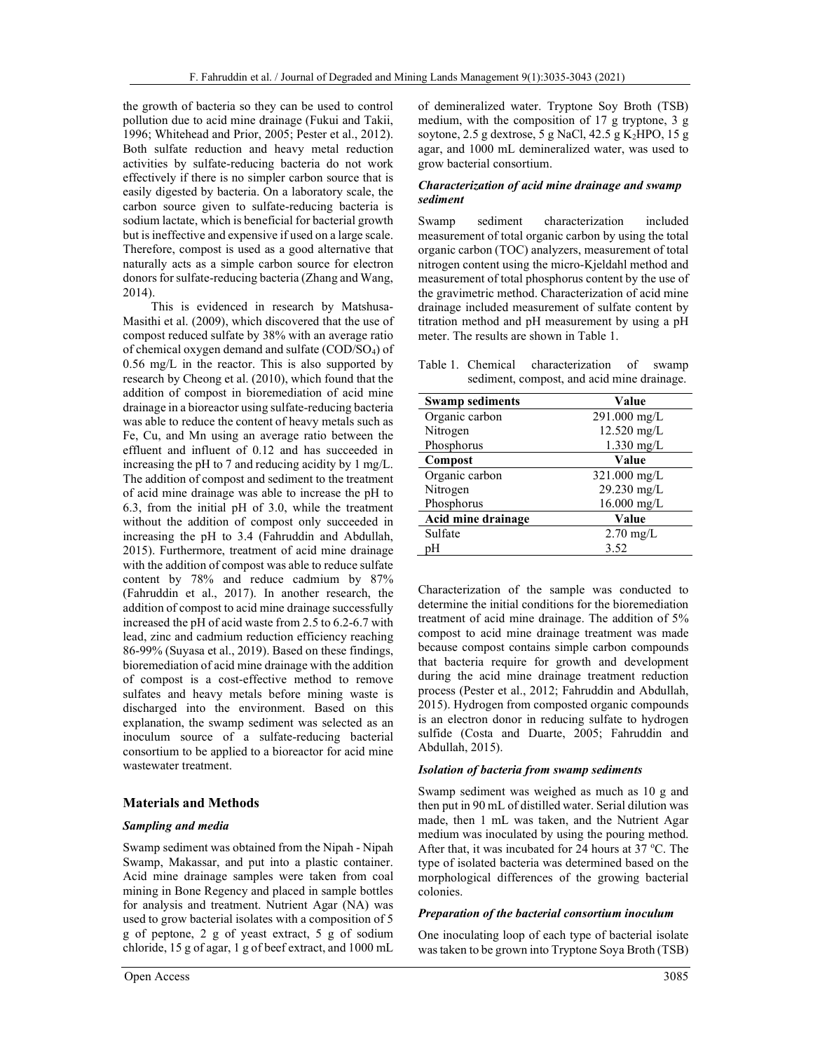the growth of bacteria so they can be used to control pollution due to acid mine drainage (Fukui and Takii, 1996; Whitehead and Prior, 2005; Pester et al., 2012). Both sulfate reduction and heavy metal reduction activities by sulfate-reducing bacteria do not work effectively if there is no simpler carbon source that is easily digested by bacteria. On a laboratory scale, the carbon source given to sulfate-reducing bacteria is sodium lactate, which is beneficial for bacterial growth but is ineffective and expensive if used on a large scale. Therefore, compost is used as a good alternative that naturally acts as a simple carbon source for electron donors for sulfate-reducing bacteria (Zhang and Wang, 2014).

This is evidenced in research by Matshusa-Masithi et al. (2009), which discovered that the use of compost reduced sulfate by 38% with an average ratio of chemical oxygen demand and sulfate ($COD/SO_4$) of 0.56 mg/L in the reactor. This is also supported by research by Cheong et al. (2010), which found that the addition of compost in bioremediation of acid mine drainage in a bioreactor using sulfate-reducing bacteria was able to reduce the content of heavy metals such as Fe, Cu, and Mn using an average ratio between the effluent and influent of 0.12 and has succeeded in increasing the pH to 7 and reducing acidity by 1 mg/L. The addition of compost and sediment to the treatment of acid mine drainage was able to increase the pH to 6.3, from the initial pH of 3.0, while the treatment without the addition of compost only succeeded in increasing the pH to 3.4 (Fahruddin and Abdullah, 2015). Furthermore, treatment of acid mine drainage with the addition of compost was able to reduce sulfate content by 78% and reduce cadmium by 87% (Fahruddin et al., 2017). In another research, the addition of compost to acid mine drainage successfully increased the pH of acid waste from 2.5 to 6.2-6.7 with lead, zinc and cadmium reduction efficiency reaching 86-99% (Suyasa et al., 2019). Based on these findings, bioremediation of acid mine drainage with the addition of compost is a cost-effective method to remove sulfates and heavy metals before mining waste is discharged into the environment. Based on this explanation, the swamp sediment was selected as an inoculum source of a sulfate-reducing bacterial consortium to be applied to a bioreactor for acid mine wastewater treatment.

## Materials and Methods

### *Sampling and media*

Swamp sediment was obtained from the Nipah - Nipah Swamp, Makassar, and put into a plastic container. Acid mine drainage samples were taken from coal mining in Bone Regency and placed in sample bottles for analysis and treatment. Nutrient Agar (NA) was used to grow bacterial isolates with a composition of 5 g of peptone, 2 g of yeast extract, 5 g of sodium chloride, 15 g of agar, 1 g of beef extract, and 1000 mL of demineralized water. Tryptone Soy Broth (TSB) medium, with the composition of 17 g tryptone, 3 g soytone, 2.5 g dextrose, 5 g NaCl, 42.5 g $K_2HPO$, 15 g agar, and 1000 mL demineralized water, was used to grow bacterial consortium.

### *Characterization of acid mine drainage and swamp sediment*

Swamp sediment characterization included measurement of total organic carbon by using the total organic carbon (TOC) analyzers, measurement of total nitrogen content using the micro-Kjeldahl method and measurement of total phosphorus content by the use of the gravimetric method. Characterization of acid mine drainage included measurement of sulfate content by titration method and pH measurement by using a pH meter. The results are shown in Table 1.

Table 1. Chemical characterization of swamp sediment, compost, and acid mine drainage.

| **Swamp sediments** | **Value** |
|---|---|
| Organic carbon | 291.000 mg/L |
| Nitrogen | 12.520 mg/L |
| Phosphorus | 1.330 mg/L |
| **Compost** | **Value** |
| Organic carbon | 321.000 mg/L |
| Nitrogen | 29.230 mg/L |
| Phosphorus | 16.000 mg/L |
| **Acid mine drainage** | **Value** |
| Sulfate | 2.70 mg/L |
| pH | 3.52 |

Characterization of the sample was conducted to determine the initial conditions for the bioremediation treatment of acid mine drainage. The addition of 5% compost to acid mine drainage treatment was made because compost contains simple carbon compounds that bacteria require for growth and development during the acid mine drainage treatment reduction process (Pester et al., 2012; Fahruddin and Abdullah, 2015). Hydrogen from composted organic compounds is an electron donor in reducing sulfate to hydrogen sulfide (Costa and Duarte, 2005; Fahruddin and Abdullah, 2015).

### *Isolation of bacteria from swamp sediments*

Swamp sediment was weighed as much as 10 g and then put in 90 mL of distilled water. Serial dilution was made, then 1 mL was taken, and the Nutrient Agar medium was inoculated by using the pouring method. After that, it was incubated for 24 hours at 37 °C. The type of isolated bacteria was determined based on the morphological differences of the growing bacterial colonies.

### *Preparation of the bacterial consortium inoculum*

One inoculating loop of each type of bacterial isolate was taken to be grown into Tryptone Soya Broth (TSB)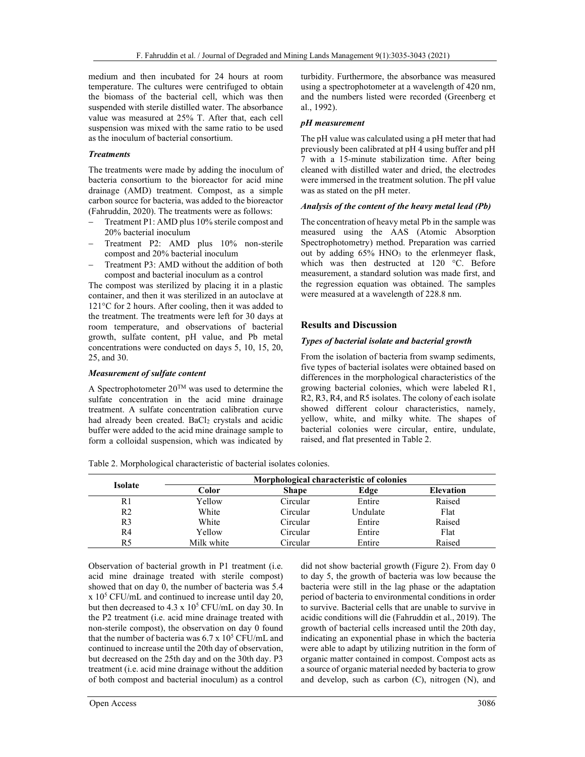medium and then incubated for 24 hours at room temperature. The cultures were centrifuged to obtain the biomass of the bacterial cell, which was then suspended with sterile distilled water. The absorbance value was measured at 25% T. After that, each cell suspension was mixed with the same ratio to be used as the inoculum of bacterial consortium.

### *Treatments*

The treatments were made by adding the inoculum of bacteria consortium to the bioreactor for acid mine drainage (AMD) treatment. Compost, as a simple carbon source for bacteria, was added to the bioreactor (Fahruddin, 2020). The treatments were as follows:

- Treatment P1: AMD plus 10% sterile compost and 20% bacterial inoculum
- Treatment P2: AMD plus 10% non-sterile compost and 20% bacterial inoculum
- Treatment P3: AMD without the addition of both compost and bacterial inoculum as a control

The compost was sterilized by placing it in a plastic container, and then it was sterilized in an autoclave at 121°C for 2 hours. After cooling, then it was added to the treatment. The treatments were left for 30 days at room temperature, and observations of bacterial growth, sulfate content, pH value, and Pb metal concentrations were conducted on days 5, 10, 15, 20, 25, and 30.

### *Measurement of sulfate content*

A Spectrophotometer 20™ was used to determine the sulfate concentration in the acid mine drainage treatment. A sulfate concentration calibration curve had already been created. $BaCl_2$ crystals and acidic buffer were added to the acid mine drainage sample to form a colloidal suspension, which was indicated by turbidity. Furthermore, the absorbance was measured using a spectrophotometer at a wavelength of 420 nm, and the numbers listed were recorded (Greenberg et al., 1992).

### *pH measurement*

The pH value was calculated using a pH meter that had previously been calibrated at pH 4 using buffer and pH 7 with a 15-minute stabilization time. After being cleaned with distilled water and dried, the electrodes were immersed in the treatment solution. The pH value was as stated on the pH meter.

### *Analysis of the content of the heavy metal lead (Pb)*

The concentration of heavy metal Pb in the sample was measured using the AAS (Atomic Absorption Spectrophotometry) method. Preparation was carried out by adding 65% $HNO_3$ to the erlenmeyer flask, which was then destructed at 120 °C. Before measurement, a standard solution was made first, and the regression equation was obtained. The samples were measured at a wavelength of 228.8 nm.

## Results and Discussion

### *Types of bacterial isolate and bacterial growth*

From the isolation of bacteria from swamp sediments, five types of bacterial isolates were obtained based on differences in the morphological characteristics of the growing bacterial colonies, which were labeled R1, R2, R3, R4, and R5 isolates. The colony of each isolate showed different colour characteristics, namely, yellow, white, and milky white. The shapes of bacterial colonies were circular, entire, undulate, raised, and flat presented in Table 2.

Table 2. Morphological characteristic of bacterial isolates colonies.

| Isolate | Morphological characteristic of colonies | | | |
|---|---|---|---|---|
| | Color | Shape | Edge | Elevation |
| R1 | Yellow | Circular | Entire | Raised |
| R2 | White | Circular | Undulate | Flat |
| R3 | White | Circular | Entire | Raised |
| R4 | Yellow | Circular | Entire | Flat |
| R5 | Milk white | Circular | Entire | Raised |

Observation of bacterial growth in P1 treatment (i.e. acid mine drainage treated with sterile compost) showed that on day 0, the number of bacteria was 5.4 x $10^5$ CFU/mL and continued to increase until day 20, but then decreased to 4.3 x $10^5$ CFU/mL on day 30. In the P2 treatment (i.e. acid mine drainage treated with non-sterile compost), the observation on day 0 found that the number of bacteria was 6.7 x $10^5$ CFU/mL and continued to increase until the 20th day of observation, but decreased on the 25th day and on the 30th day. P3 treatment (i.e. acid mine drainage without the addition of both compost and bacterial inoculum) as a control did not show bacterial growth (Figure 2). From day 0 to day 5, the growth of bacteria was low because the bacteria were still in the lag phase or the adaptation period of bacteria to environmental conditions in order to survive. Bacterial cells that are unable to survive in acidic conditions will die (Fahruddin et al., 2019). The growth of bacterial cells increased until the 20th day, indicating an exponential phase in which the bacteria were able to adapt by utilizing nutrition in the form of organic matter contained in compost. Compost acts as a source of organic material needed by bacteria to grow and develop, such as carbon (C), nitrogen (N), and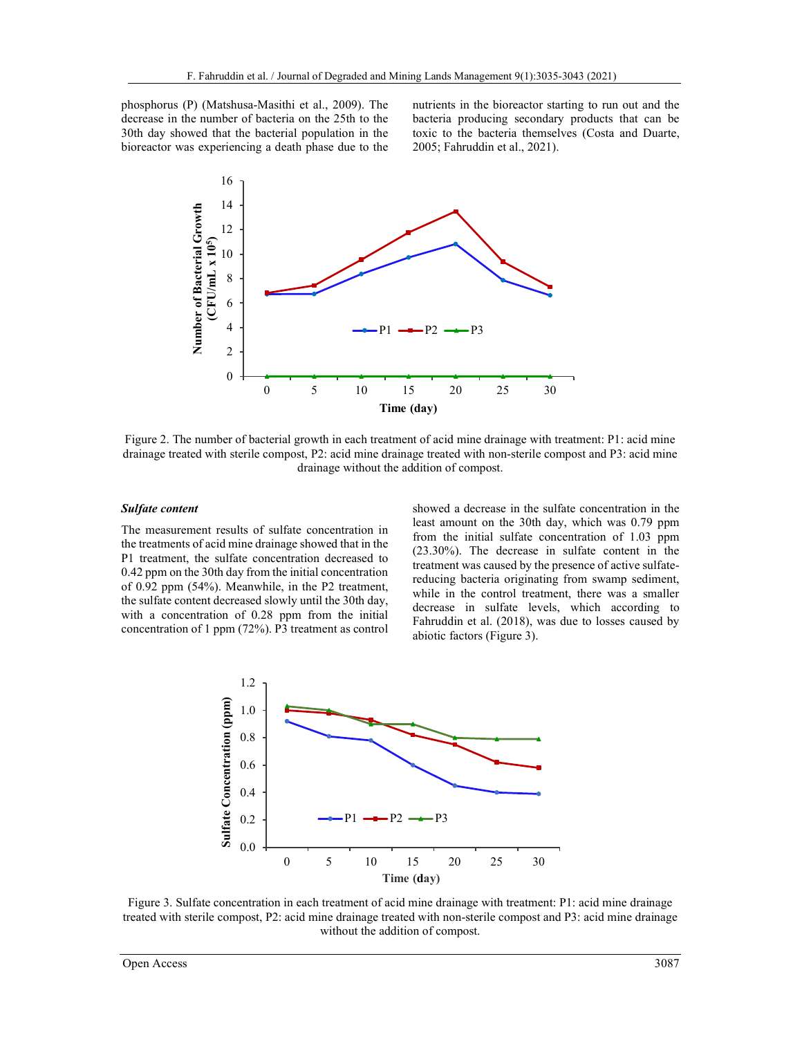phosphorus (P) (Matshusa-Masithi et al., 2009). The decrease in the number of bacteria on the 25th to the 30th day showed that the bacterial population in the bioreactor was experiencing a death phase due to the nutrients in the bioreactor starting to run out and the bacteria producing secondary products that can be toxic to the bacteria themselves (Costa and Duarte, 2005; Fahruddin et al., 2021).

Figure 2. The number of bacterial growth in each treatment of acid mine drainage with treatment: P1: acid mine drainage treated with sterile compost, P2: acid mine drainage treated with non-sterile compost and P3: acid mine drainage without the addition of compost.

### *Sulfate content*

The measurement results of sulfate concentration in the treatments of acid mine drainage showed that in the P1 treatment, the sulfate concentration decreased to 0.42 ppm on the 30th day from the initial concentration of 0.92 ppm (54%). Meanwhile, in the P2 treatment, the sulfate content decreased slowly until the 30th day, with a concentration of 0.28 ppm from the initial concentration of 1 ppm (72%). P3 treatment as control showed a decrease in the sulfate concentration in the least amount on the 30th day, which was 0.79 ppm from the initial sulfate concentration of 1.03 ppm (23.30%). The decrease in sulfate content in the treatment was caused by the presence of active sulfate-reducing bacteria originating from swamp sediment, while in the control treatment, there was a smaller decrease in sulfate levels, which according to Fahruddin et al. (2018), was due to losses caused by abiotic factors (Figure 3).

Figure 3. Sulfate concentration in each treatment of acid mine drainage with treatment: P1: acid mine drainage treated with sterile compost, P2: acid mine drainage treated with non-sterile compost and P3: acid mine drainage without the addition of compost.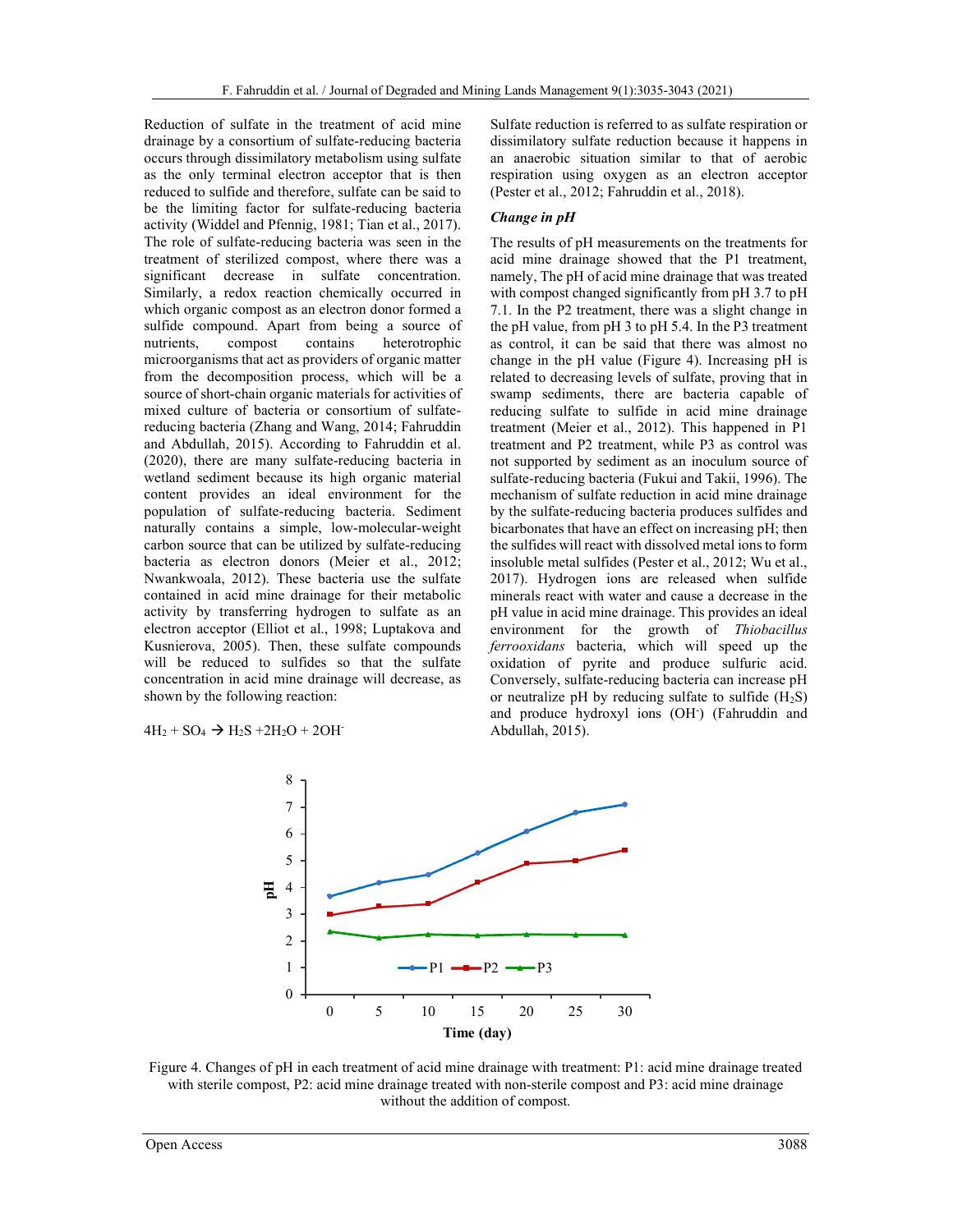Reduction of sulfate in the treatment of acid mine drainage by a consortium of sulfate-reducing bacteria occurs through dissimilatory metabolism using sulfate as the only terminal electron acceptor that is then reduced to sulfide and therefore, sulfate can be said to be the limiting factor for sulfate-reducing bacteria activity (Widdel and Pfennig, 1981; Tian et al., 2017). The role of sulfate-reducing bacteria was seen in the treatment of sterilized compost, where there was a significant decrease in sulfate concentration. Similarly, a redox reaction chemically occurred in which organic compost as an electron donor formed a sulfide compound. Apart from being a source of nutrients, compost contains heterotrophic microorganisms that act as providers of organic matter from the decomposition process, which will be a source of short-chain organic materials for activities of mixed culture of bacteria or consortium of sulfate-reducing bacteria (Zhang and Wang, 2014; Fahruddin and Abdullah, 2015). According to Fahruddin et al. (2020), there are many sulfate-reducing bacteria in wetland sediment because its high organic material content provides an ideal environment for the population of sulfate-reducing bacteria. Sediment naturally contains a simple, low-molecular-weight carbon source that can be utilized by sulfate-reducing bacteria as electron donors (Meier et al., 2012; Nwankwoala, 2012). These bacteria use the sulfate contained in acid mine drainage for their metabolic activity by transferring hydrogen to sulfate as an electron acceptor (Elliot et al., 1998; Luptakova and Kusnierova, 2005). Then, these sulfate compounds will be reduced to sulfides so that the sulfate concentration in acid mine drainage will decrease, as shown by the following reaction:

$$4H_2 + SO_4 \rightarrow H_2S + 2H_2O + 2OH^-$$

Sulfate reduction is referred to as sulfate respiration or dissimilatory sulfate reduction because it happens in an anaerobic situation similar to that of aerobic respiration using oxygen as an electron acceptor (Pester et al., 2012; Fahruddin et al., 2018).

### *Change in pH*

The results of pH measurements on the treatments for acid mine drainage showed that the P1 treatment, namely, The pH of acid mine drainage that was treated with compost changed significantly from pH 3.7 to pH 7.1. In the P2 treatment, there was a slight change in the pH value, from pH 3 to pH 5.4. In the P3 treatment as control, it can be said that there was almost no change in the pH value (Figure 4). Increasing pH is related to decreasing levels of sulfate, proving that in swamp sediments, there are bacteria capable of reducing sulfate to sulfide in acid mine drainage treatment (Meier et al., 2012). This happened in P1 treatment and P2 treatment, while P3 as control was not supported by sediment as an inoculum source of sulfate-reducing bacteria (Fukui and Takii, 1996). The mechanism of sulfate reduction in acid mine drainage by the sulfate-reducing bacteria produces sulfides and bicarbonates that have an effect on increasing pH; then the sulfides will react with dissolved metal ions to form insoluble metal sulfides (Pester et al., 2012; Wu et al., 2017). Hydrogen ions are released when sulfide minerals react with water and cause a decrease in the pH value in acid mine drainage. This provides an ideal environment for the growth of *Thiobacillus ferrooxidans* bacteria, which will speed up the oxidation of pyrite and produce sulfuric acid. Conversely, sulfate-reducing bacteria can increase pH or neutralize pH by reducing sulfate to sulfide ($H_2S$) and produce hydroxyl ions ($OH^-$) (Fahruddin and Abdullah, 2015).

Figure 4. Changes of pH in each treatment of acid mine drainage with treatment: P1: acid mine drainage treated with sterile compost, P2: acid mine drainage treated with non-sterile compost and P3: acid mine drainage without the addition of compost.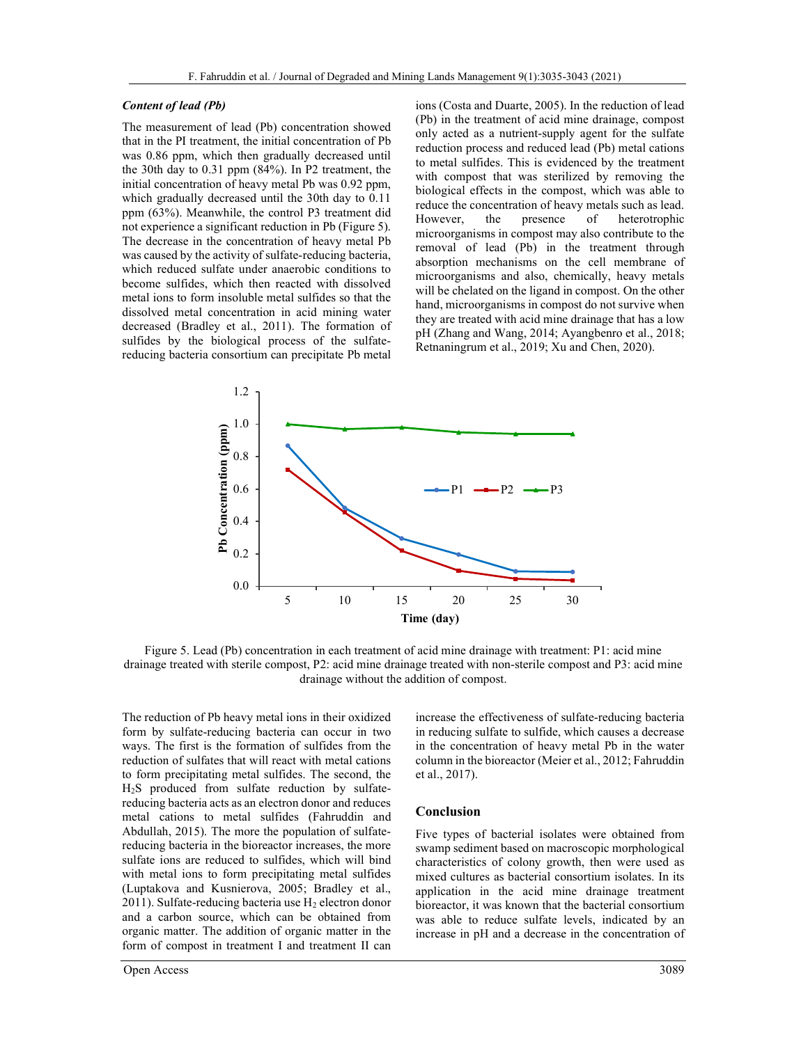### *Content of lead (Pb)*

The measurement of lead (Pb) concentration showed that in the PI treatment, the initial concentration of Pb was 0.86 ppm, which then gradually decreased until the 30th day to 0.31 ppm (84%). In P2 treatment, the initial concentration of heavy metal Pb was 0.92 ppm, which gradually decreased until the 30th day to 0.11 ppm (63%). Meanwhile, the control P3 treatment did not experience a significant reduction in Pb (Figure 5). The decrease in the concentration of heavy metal Pb was caused by the activity of sulfate-reducing bacteria, which reduced sulfate under anaerobic conditions to become sulfides, which then reacted with dissolved metal ions to form insoluble metal sulfides so that the dissolved metal concentration in acid mining water decreased (Bradley et al., 2011). The formation of sulfides by the biological process of the sulfate-reducing bacteria consortium can precipitate Pb metal ions (Costa and Duarte, 2005). In the reduction of lead (Pb) in the treatment of acid mine drainage, compost only acted as a nutrient-supply agent for the sulfate reduction process and reduced lead (Pb) metal cations to metal sulfides. This is evidenced by the treatment with compost that was sterilized by removing the biological effects in the compost, which was able to reduce the concentration of heavy metals such as lead. However, the presence of heterotrophic microorganisms in compost may also contribute to the removal of lead (Pb) in the treatment through absorption mechanisms on the cell membrane of microorganisms and also, chemically, heavy metals will be chelated on the ligand in compost. On the other hand, microorganisms in compost do not survive when they are treated with acid mine drainage that has a low pH (Zhang and Wang, 2014; Ayangbenro et al., 2018; Retnaningrum et al., 2019; Xu and Chen, 2020).

Figure 5. Lead (Pb) concentration in each treatment of acid mine drainage with treatment: P1: acid mine drainage treated with sterile compost, P2: acid mine drainage treated with non-sterile compost and P3: acid mine drainage without the addition of compost.

The reduction of Pb heavy metal ions in their oxidized form by sulfate-reducing bacteria can occur in two ways. The first is the formation of sulfides from the reduction of sulfates that will react with metal cations to form precipitating metal sulfides. The second, the $H_2S$ produced from sulfate reduction by sulfate-reducing bacteria acts as an electron donor and reduces metal cations to metal sulfides (Fahruddin and Abdullah, 2015). The more the population of sulfate-reducing bacteria in the bioreactor increases, the more sulfate ions are reduced to sulfides, which will bind with metal ions to form precipitating metal sulfides (Luptakova and Kusnierova, 2005; Bradley et al., 2011). Sulfate-reducing bacteria use $H_2$ electron donor and a carbon source, which can be obtained from organic matter. The addition of organic matter in the form of compost in treatment I and treatment II can increase the effectiveness of sulfate-reducing bacteria in reducing sulfate to sulfide, which causes a decrease in the concentration of heavy metal Pb in the water column in the bioreactor (Meier et al., 2012; Fahruddin et al., 2017).

## Conclusion

Five types of bacterial isolates were obtained from swamp sediment based on macroscopic morphological characteristics of colony growth, then were used as mixed cultures as bacterial consortium isolates. In its application in the acid mine drainage treatment bioreactor, it was known that the bacterial consortium was able to reduce sulfate levels, indicated by an increase in pH and a decrease in the concentration of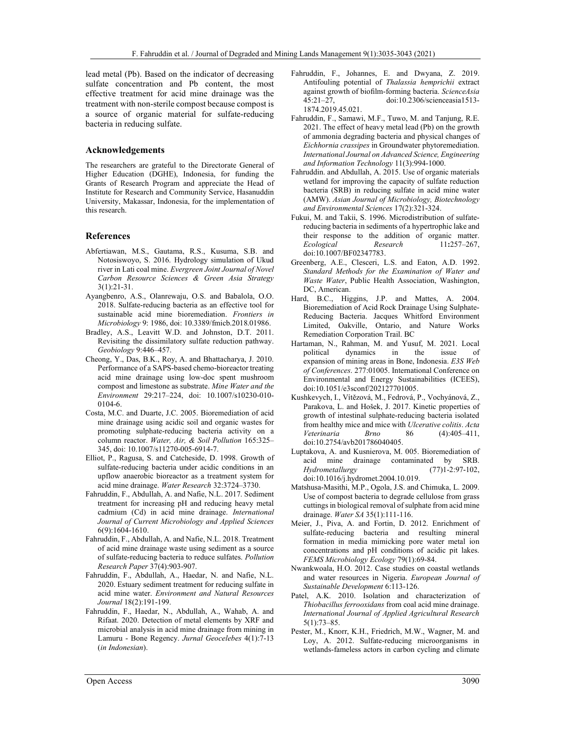lead metal (Pb). Based on the indicator of decreasing sulfate concentration and Pb content, the most effective treatment for acid mine drainage was the treatment with non-sterile compost because compost is a source of organic material for sulfate-reducing bacteria in reducing sulfate.

## Acknowledgements

The researchers are grateful to the Directorate General of Higher Education (DGHE), Indonesia, for funding the Grants of Research Program and appreciate the Head of Institute for Research and Community Service, Hasanuddin University, Makassar, Indonesia, for the implementation of this research.

## References

Abfertiawan, M.S., Gautama, R.S., Kusuma, S.B. and Notosiswoyo, S. 2016. Hydrology simulation of Ukud river in Lati coal mine. *Evergreen Joint Journal of Novel Carbon Resource Sciences & Green Asia Strategy* 3(1):21-31.

Ayangbenro, A.S., Olanrewaju, O.S. and Babalola, O.O. 2018. Sulfate-reducing bacteria as an effective tool for sustainable acid mine bioremediation. *Frontiers in Microbiology* 9: 1986, doi: 10.3389/fmicb.2018.01986.

Bradley, A.S., Leavitt W.D. and Johnston, D.T. 2011. Revisiting the dissimilatory sulfate reduction pathway. *Geobiology* 9:446–457.

Cheong, Y., Das, B.K., Roy, A. and Bhattacharya, J. 2010. Performance of a SAPS-based chemo-bioreactor treating acid mine drainage using low-doc spent mushroom compost and limestone as substrate. *Mine Water and the Environment* 29:217–224, doi: 10.1007/s10230-010-0104-6.

Costa, M.C. and Duarte, J.C. 2005. Bioremediation of acid mine drainage using acidic soil and organic wastes for promoting sulphate-reducing bacteria activity on a column reactor. *Water, Air, & Soil Pollution* 165:325–345, doi: 10.1007/s11270-005-6914-7.

Elliot, P., Ragusa, S. and Catcheside, D. 1998. Growth of sulfate-reducing bacteria under acidic conditions in an upflow anaerobic bioreactor as a treatment system for acid mine drainage. *Water Research* 32:3724–3730.

Fahruddin, F., Abdullah, A. and Nafie, N.L. 2017. Sediment treatment for increasing pH and reducing heavy metal cadmium (Cd) in acid mine drainage. *International Journal of Current Microbiology and Applied Sciences* 6(9):1604-1610.

Fahruddin, F., Abdullah, A. and Nafie, N.L. 2018. Treatment of acid mine drainage waste using sediment as a source of sulfate-reducing bacteria to reduce sulfates. *Pollution Research Paper* 37(4):903-907.

Fahruddin, F., Abdullah, A., Haedar, N. and Nafie, N.L. 2020. Estuary sediment treatment for reducing sulfate in acid mine water. *Environment and Natural Resources Journal* 18(2):191-199.

Fahruddin, F., Haedar, N., Abdullah, A., Wahab, A. and Rifaat. 2020. Detection of metal elements by XRF and microbial analysis in acid mine drainage from mining in Lamuru - Bone Regency. *Jurnal Geocelebes* 4(1):7-13 (*in Indonesian*).

Fahruddin, F., Johannes, E. and Dwyana, Z. 2019. Antifouling potential of *Thalassia hemprichii* extract against growth of biofilm-forming bacteria. *ScienceAsia* 45:21–27, doi:10.2306/scienceasia1513-1874.2019.45.021.

Fahruddin, F., Samawi, M.F., Tuwo, M. and Tanjung, R.E. 2021. The effect of heavy metal lead (Pb) on the growth of ammonia degrading bacteria and physical changes of *Eichhornia crassipes* in Groundwater phytoremediation. *International Journal on Advanced Science, Engineering and Information Technology* 11(3):994-1000.

Fahruddin. and Abdullah, A. 2015. Use of organic materials wetland for improving the capacity of sulfate reduction bacteria (SRB) in reducing sulfate in acid mine water (AMW). *Asian Journal of Microbiology, Biotechnology and Environmental Sciences* 17(2):321-324.

Fukui, M. and Takii, S. 1996. Microdistribution of sulfate-reducing bacteria in sediments of a hypertrophic lake and their response to the addition of organic matter. *Ecological Research* 11**:**257–267, doi:10.1007/BF02347783.

Greenberg, A.E., Clesceri, L.S. and Eaton, A.D. 1992. *Standard Methods for the Examination of Water and Waste Water*, Public Health Association, Washington, DC, American.

Hard, B.C., Higgins, J.P. and Mattes, A. 2004. Bioremediation of Acid Rock Drainage Using Sulphate-Reducing Bacteria. Jacques Whitford Environment Limited, Oakville, Ontario, and Nature Works Remediation Corporation Trail. BC

Hartaman, N., Rahman, M. and Yusuf, M. 2021. Local political dynamics in the issue of expansion of mining areas in Bone, Indonesia. *E3S Web of Conferences*. 277:01005. International Conference on Environmental and Energy Sustainabilities (ICEES), doi:10.1051/e3sconf/202127701005.

Kushkevych, I., Vítězová, M., Fedrová, P., Vochyánová, Z., Parakova, L. and Hošek, J. 2017. Kinetic properties of growth of intestinal sulphate-reducing bacteria isolated from healthy mice and mice with *Ulcerative colitis*. *Acta Veterinaria Brno* 86 (4):405–411, doi:10.2754/avb201786040405.

Luptakova, A. and Kusnierova, M. 005. Bioremediation of acid mine drainage contaminated by SRB. *Hydrometallurgy* (77)1-2:97-102, doi:10.1016/j.hydromet.2004.10.019.

Matshusa-Masithi, M.P., Ogola, J.S. and Chimuka, L. 2009. Use of compost bacteria to degrade cellulose from grass cuttings in biological removal of sulphate from acid mine drainage. *Water SA* 35(1):111-116.

Meier, J., Piva, A. and Fortin, D. 2012. Enrichment of sulfate-reducing bacteria and resulting mineral formation in media mimicking pore water metal ion concentrations and pH conditions of acidic pit lakes. *FEMS Microbiology Ecology* 79(1):69-84.

Nwankwoala, H.O. 2012. Case studies on coastal wetlands and water resources in Nigeria. *European Journal of Sustainable Development* 6:113-126.

Patel, A.K. 2010. Isolation and characterization of *Thiobacillus ferrooxidans* from coal acid mine drainage. *International Journal of Applied Agricultural Research* 5(1):73–85.

Pester, M., Knorr, K.H., Friedrich, M.W., Wagner, M. and Loy, A. 2012. Sulfate-reducing microorganisms in wetlands-fameless actors in carbon cycling and climate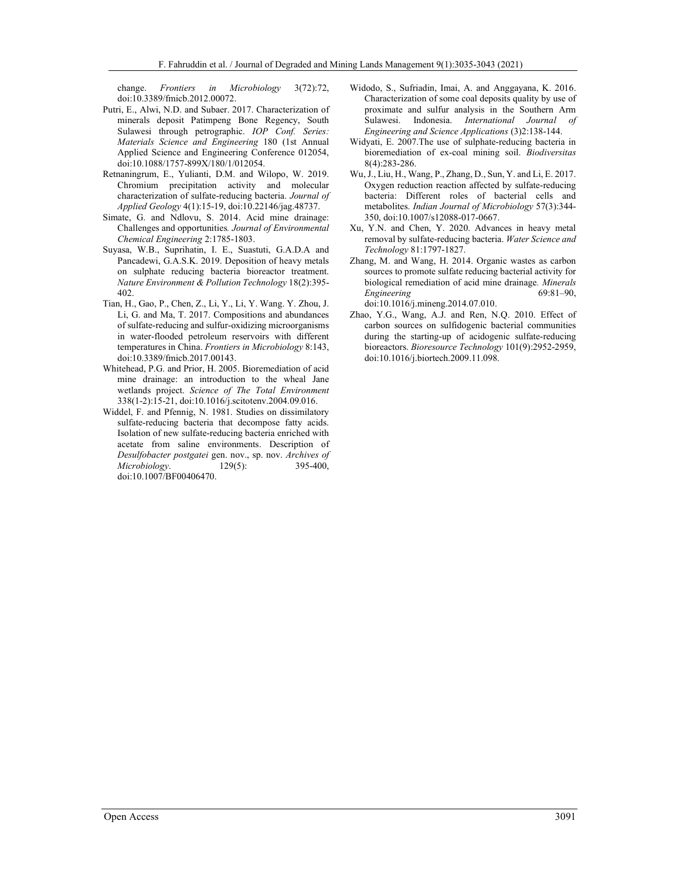change. *Frontiers in Microbiology* 3(72):72, doi:10.3389/fmicb.2012.00072.

Putri, E., Alwi, N.D. and Subaer. 2017. Characterization of minerals deposit Patimpeng Bone Regency, South Sulawesi through petrographic. *IOP Conf. Series: Materials Science and Engineering* 180 (1st Annual Applied Science and Engineering Conference 012054, doi:10.1088/1757-899X/180/1/012054.

Retnaningrum, E., Yulianti, D.M. and Wilopo, W. 2019. Chromium precipitation activity and molecular characterization of sulfate-reducing bacteria. *Journal of Applied Geology* 4(1):15-19, doi:10.22146/jag.48737.

Simate, G. and Ndlovu, S. 2014. Acid mine drainage: Challenges and opportunities*. Journal of Environmental Chemical Engineering* 2:1785-1803.

Suyasa, W.B., Suprihatin, I. E., Suastuti, G.A.D.A and Pancadewi, G.A.S.K. 2019. Deposition of heavy metals on sulphate reducing bacteria bioreactor treatment. *Nature Environment & Pollution Technology* 18(2):395-402.

Tian, H., Gao, P., Chen, Z., Li, Y., Li, Y. Wang. Y. Zhou, J. Li, G. and Ma, T. 2017. Compositions and abundances of sulfate-reducing and sulfur-oxidizing microorganisms in water-flooded petroleum reservoirs with different temperatures in China. *Frontiers in Microbiology* 8:143, doi:10.3389/fmicb.2017.00143.

Whitehead, P.G. and Prior, H. 2005. Bioremediation of acid mine drainage: an introduction to the wheal Jane wetlands project. *Science of The Total Environment* 338(1-2):15-21, doi:10.1016/j.scitotenv.2004.09.016.

Widdel, F. and Pfennig, N. 1981. Studies on dissimilatory sulfate-reducing bacteria that decompose fatty acids. Isolation of new sulfate-reducing bacteria enriched with acetate from saline environments. Description of *Desulfobacter postgatei* gen. nov., sp. nov. *Archives of Microbiology*. 129(5): 395-400, doi:10.1007/BF00406470.

Widodo, S., Sufriadin, Imai, A. and Anggayana, K. 2016. Characterization of some coal deposits quality by use of proximate and sulfur analysis in the Southern Arm Sulawesi. Indonesia. *International Journal of Engineering and Science Applications* (3)2:138-144.

Widyati, E. 2007.The use of sulphate-reducing bacteria in bioremediation of ex-coal mining soil. *Biodiversitas* 8(4):283-286.

Wu, J., Liu, H., Wang, P., Zhang, D., Sun, Y. and Li, E. 2017. Oxygen reduction reaction affected by sulfate-reducing bacteria: Different roles of bacterial cells and metabolites. *Indian Journal of Microbiology* 57(3):344-350, doi:10.1007/s12088-017-0667.

Xu, Y.N. and Chen, Y. 2020. Advances in heavy metal removal by sulfate-reducing bacteria. *Water Science and Technology* 81:1797-1827.

Zhang, M. and Wang, H. 2014. Organic wastes as carbon sources to promote sulfate reducing bacterial activity for biological remediation of acid mine drainage*. Minerals Engineering* 69:81–90, doi:10.1016/j.mineng.2014.07.010.

Zhao, Y.G., Wang, A.J. and Ren, N.Q. 2010. Effect of carbon sources on sulfidogenic bacterial communities during the starting-up of acidogenic sulfate-reducing bioreactors. *Bioresource Technology* 101(9):2952-2959, doi:10.1016/j.biortech.2009.11.098.